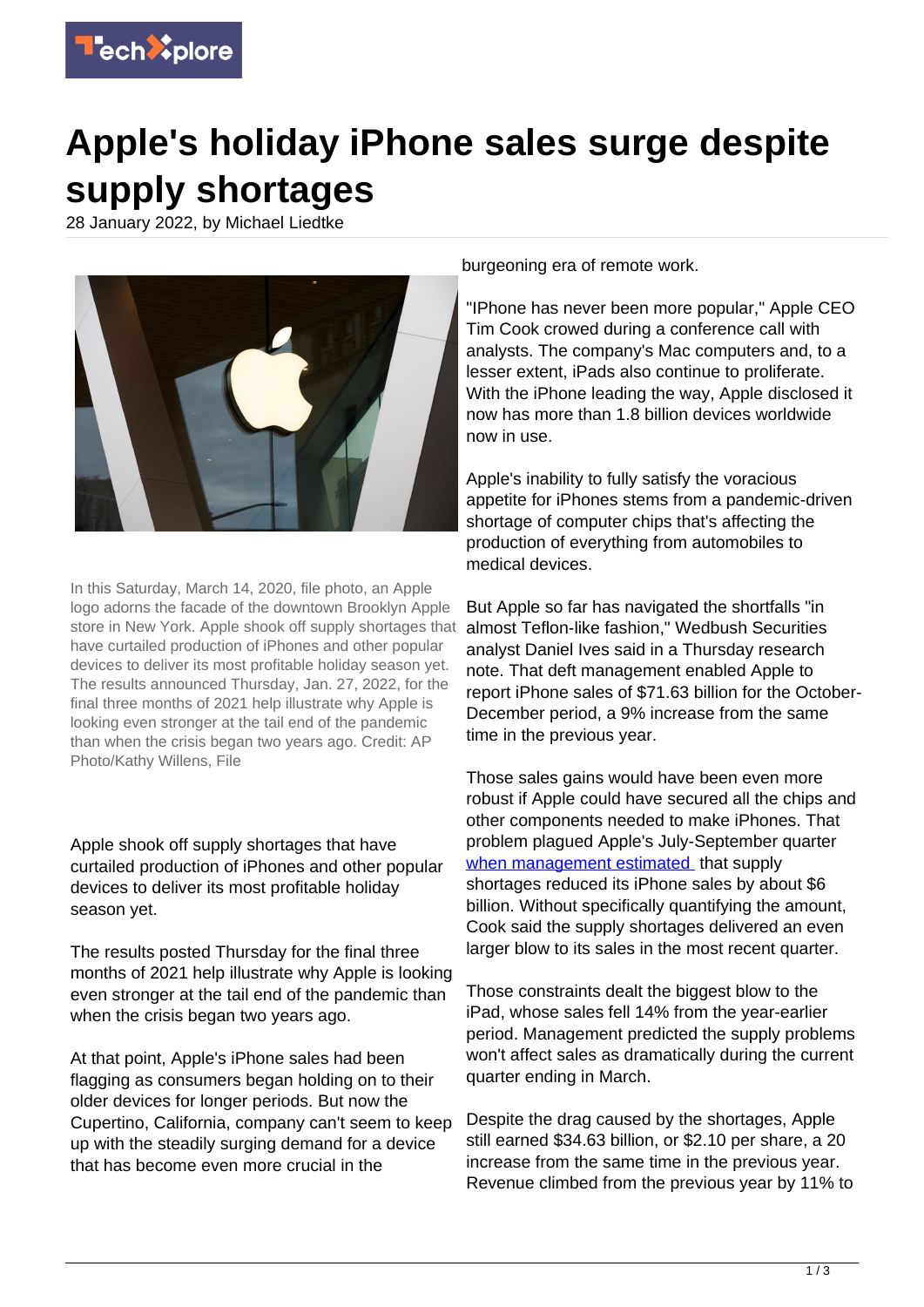# Apple's holiday iPhone sales surge despite supply shortages

28 January 2022, by Michael Liedtke

In this Saturday, March 14, 2020, file photo, an Apple logo adorns the facade of the downtown Brooklyn Apple store in New York. Apple shook off supply shortages that have curtailed production of iPhones and other popular devices to deliver its most profitable holiday season yet. The results announced Thursday, Jan. 27, 2022, for the final three months of 2021 help illustrate why Apple is looking even stronger at the tail end of the pandemic than when the crisis began two years ago. Credit: AP Photo/Kathy Willens, File

Apple shook off supply shortages that have curtailed production of iPhones and other popular devices to deliver its most profitable holiday season yet.

The results posted Thursday for the final three months of 2021 help illustrate why Apple is looking even stronger at the tail end of the pandemic than when the crisis began two years ago.

At that point, Apple's iPhone sales had been flagging as consumers began holding on to their older devices for longer periods. But now the Cupertino, California, company can't seem to keep up with the steadily surging demand for a device that has become even more crucial in the burgeoning era of remote work.

"IPhone has never been more popular," Apple CEO Tim Cook crowed during a conference call with analysts. The company's Mac computers and, to a lesser extent, iPads also continue to proliferate. With the iPhone leading the way, Apple disclosed it now has more than 1.8 billion devices worldwide now in use.

Apple's inability to fully satisfy the voracious appetite for iPhones stems from a pandemic-driven shortage of computer chips that's affecting the production of everything from automobiles to medical devices.

But Apple so far has navigated the shortfalls "in almost Teflon-like fashion," Wedbush Securities analyst Daniel Ives said in a Thursday research note. That deft management enabled Apple to report iPhone sales of $71.63 billion for the October-December period, a 9% increase from the same time in the previous year.

Those sales gains would have been even more robust if Apple could have secured all the chips and other components needed to make iPhones. That problem plagued Apple's July-September quarter when management estimated that supply shortages reduced its iPhone sales by about $6 billion. Without specifically quantifying the amount, Cook said the supply shortages delivered an even larger blow to its sales in the most recent quarter.

Those constraints dealt the biggest blow to the iPad, whose sales fell 14% from the year-earlier period. Management predicted the supply problems won't affect sales as dramatically during the current quarter ending in March.

Despite the drag caused by the shortages, Apple still earned $34.63 billion, or $2.10 per share, a 20 increase from the same time in the previous year. Revenue climbed from the previous year by 11% to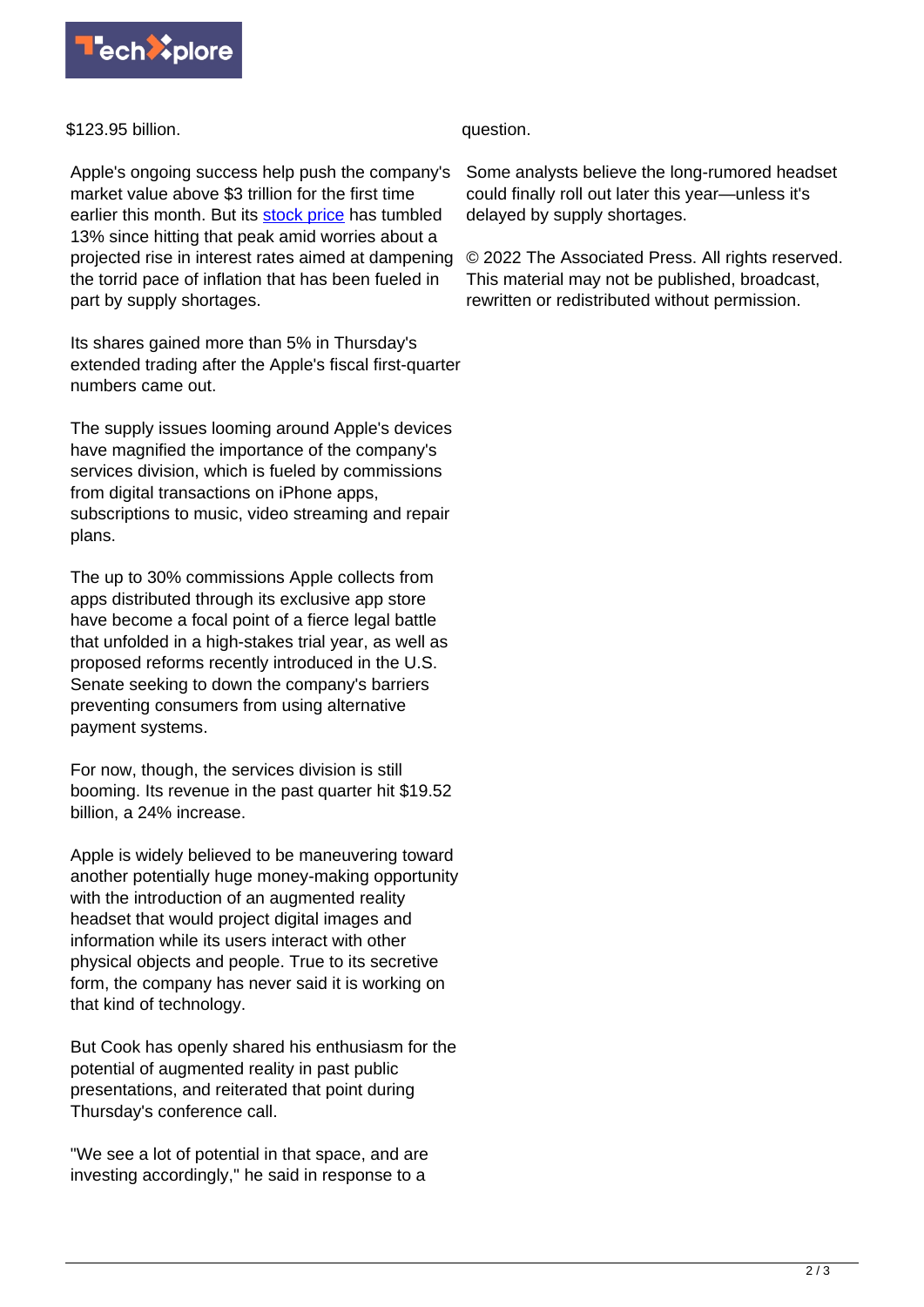$123.95 billion.

Apple's ongoing success help push the company's market value above $3 trillion for the first time earlier this month. But its stock price has tumbled 13% since hitting that peak amid worries about a projected rise in interest rates aimed at dampening the torrid pace of inflation that has been fueled in part by supply shortages.

Its shares gained more than 5% in Thursday's extended trading after the Apple's fiscal first-quarter numbers came out.

The supply issues looming around Apple's devices have magnified the importance of the company's services division, which is fueled by commissions from digital transactions on iPhone apps, subscriptions to music, video streaming and repair plans.

The up to 30% commissions Apple collects from apps distributed through its exclusive app store have become a focal point of a fierce legal battle that unfolded in a high-stakes trial year, as well as proposed reforms recently introduced in the U.S. Senate seeking to down the company's barriers preventing consumers from using alternative payment systems.

For now, though, the services division is still booming. Its revenue in the past quarter hit $19.52 billion, a 24% increase.

Apple is widely believed to be maneuvering toward another potentially huge money-making opportunity with the introduction of an augmented reality headset that would project digital images and information while its users interact with other physical objects and people. True to its secretive form, the company has never said it is working on that kind of technology.

But Cook has openly shared his enthusiasm for the potential of augmented reality in past public presentations, and reiterated that point during Thursday's conference call.

"We see a lot of potential in that space, and are investing accordingly," he said in response to a question.

Some analysts believe the long-rumored headset could finally roll out later this year—unless it's delayed by supply shortages.

© 2022 The Associated Press. All rights reserved. This material may not be published, broadcast, rewritten or redistributed without permission.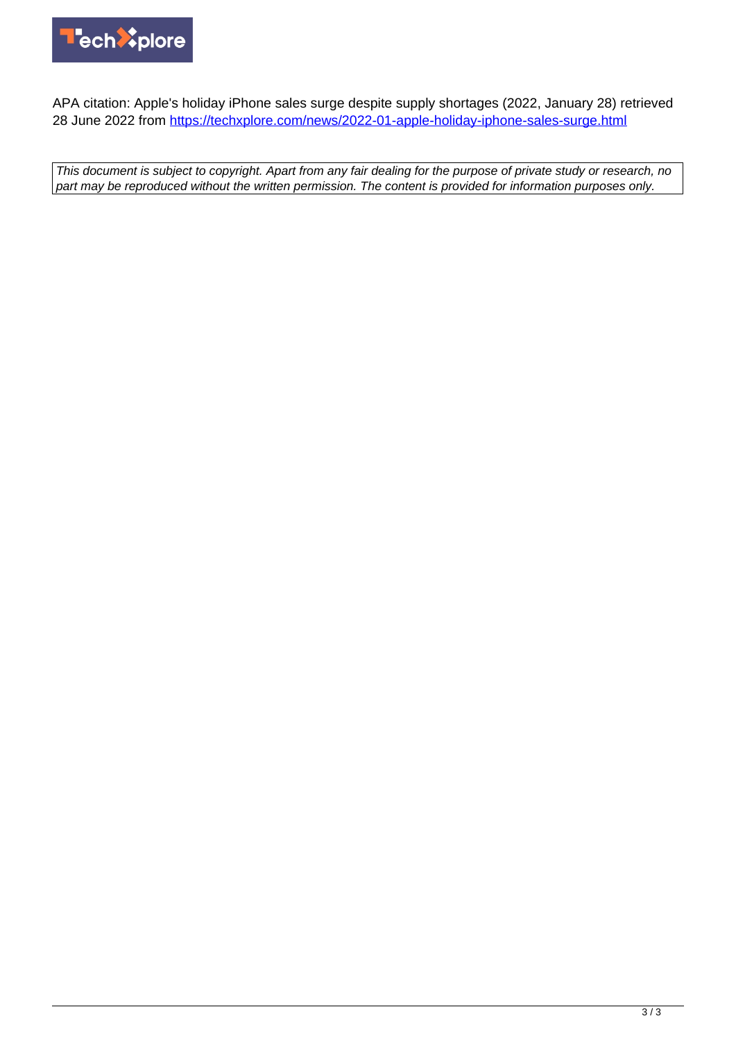APA citation: Apple's holiday iPhone sales surge despite supply shortages (2022, January 28) retrieved 28 June 2022 from https://techxplore.com/news/2022-01-apple-holiday-iphone-sales-surge.html

*This document is subject to copyright. Apart from any fair dealing for the purpose of private study or research, no part may be reproduced without the written permission. The content is provided for information purposes only.*